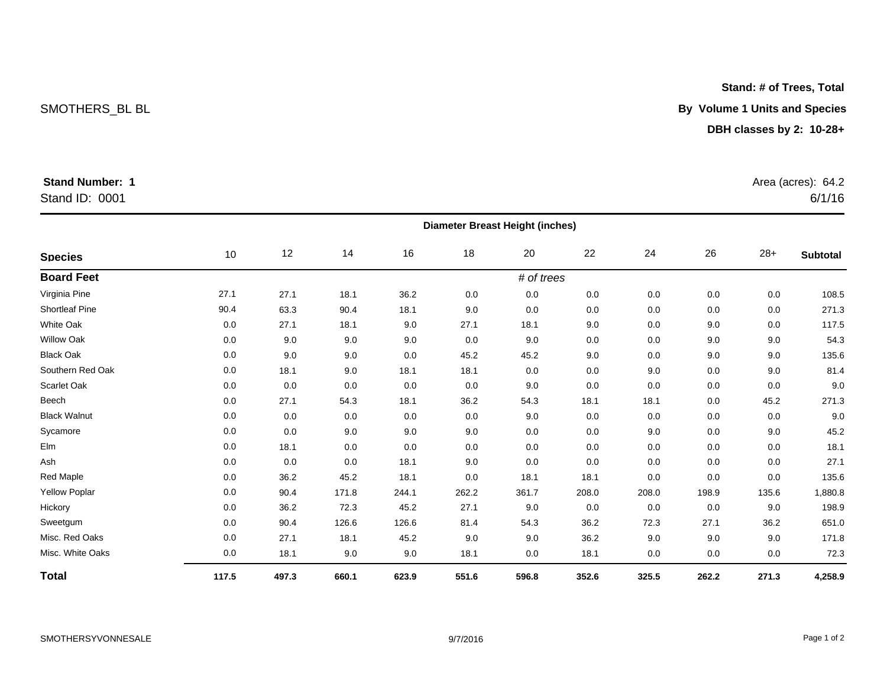**Stand: # of Trees, Total**

**By Volume 1 Units and Species**

**DBH classes by 2: 10-28+**

SMOTHERS_BL BL

**Stand Number: 1**

Stand ID: 0001

Area (acres): 64.2

6/1/16

| Species | 10 | 12 | 14 | 16 | 18 | 20 | 22 | 24 | 26 | 28+ | Subtotal |
|---|---|---|---|---|---|---|---|---|---|---|---|
| | Diameter Breast Height (inches) | | | | | | | | | | |
| **Board Feet** | | | | | | *# of trees* | | | | | |
| Virginia Pine | 27.1 | 27.1 | 18.1 | 36.2 | 0.0 | 0.0 | 0.0 | 0.0 | 0.0 | 0.0 | 108.5 |
| Shortleaf Pine | 90.4 | 63.3 | 90.4 | 18.1 | 9.0 | 0.0 | 0.0 | 0.0 | 0.0 | 0.0 | 271.3 |
| White Oak | 0.0 | 27.1 | 18.1 | 9.0 | 27.1 | 18.1 | 9.0 | 0.0 | 9.0 | 0.0 | 117.5 |
| Willow Oak | 0.0 | 9.0 | 9.0 | 9.0 | 0.0 | 9.0 | 0.0 | 0.0 | 9.0 | 9.0 | 54.3 |
| Black Oak | 0.0 | 9.0 | 9.0 | 0.0 | 45.2 | 45.2 | 9.0 | 0.0 | 9.0 | 9.0 | 135.6 |
| Southern Red Oak | 0.0 | 18.1 | 9.0 | 18.1 | 18.1 | 0.0 | 0.0 | 9.0 | 0.0 | 9.0 | 81.4 |
| Scarlet Oak | 0.0 | 0.0 | 0.0 | 0.0 | 0.0 | 9.0 | 0.0 | 0.0 | 0.0 | 0.0 | 9.0 |
| Beech | 0.0 | 27.1 | 54.3 | 18.1 | 36.2 | 54.3 | 18.1 | 18.1 | 0.0 | 45.2 | 271.3 |
| Black Walnut | 0.0 | 0.0 | 0.0 | 0.0 | 0.0 | 9.0 | 0.0 | 0.0 | 0.0 | 0.0 | 9.0 |
| Sycamore | 0.0 | 0.0 | 9.0 | 9.0 | 9.0 | 0.0 | 0.0 | 9.0 | 0.0 | 9.0 | 45.2 |
| Elm | 0.0 | 18.1 | 0.0 | 0.0 | 0.0 | 0.0 | 0.0 | 0.0 | 0.0 | 0.0 | 18.1 |
| Ash | 0.0 | 0.0 | 0.0 | 18.1 | 9.0 | 0.0 | 0.0 | 0.0 | 0.0 | 0.0 | 27.1 |
| Red Maple | 0.0 | 36.2 | 45.2 | 18.1 | 0.0 | 18.1 | 18.1 | 0.0 | 0.0 | 0.0 | 135.6 |
| Yellow Poplar | 0.0 | 90.4 | 171.8 | 244.1 | 262.2 | 361.7 | 208.0 | 208.0 | 198.9 | 135.6 | 1,880.8 |
| Hickory | 0.0 | 36.2 | 72.3 | 45.2 | 27.1 | 9.0 | 0.0 | 0.0 | 0.0 | 9.0 | 198.9 |
| Sweetgum | 0.0 | 90.4 | 126.6 | 126.6 | 81.4 | 54.3 | 36.2 | 72.3 | 27.1 | 36.2 | 651.0 |
| Misc. Red Oaks | 0.0 | 27.1 | 18.1 | 45.2 | 9.0 | 9.0 | 36.2 | 9.0 | 9.0 | 9.0 | 171.8 |
| Misc. White Oaks | 0.0 | 18.1 | 9.0 | 9.0 | 18.1 | 0.0 | 18.1 | 0.0 | 0.0 | 0.0 | 72.3 |
| **Total** | **117.5** | **497.3** | **660.1** | **623.9** | **551.6** | **596.8** | **352.6** | **325.5** | **262.2** | **271.3** | **4,258.9** |

SMOTHERSYVONNESALE 9/7/2016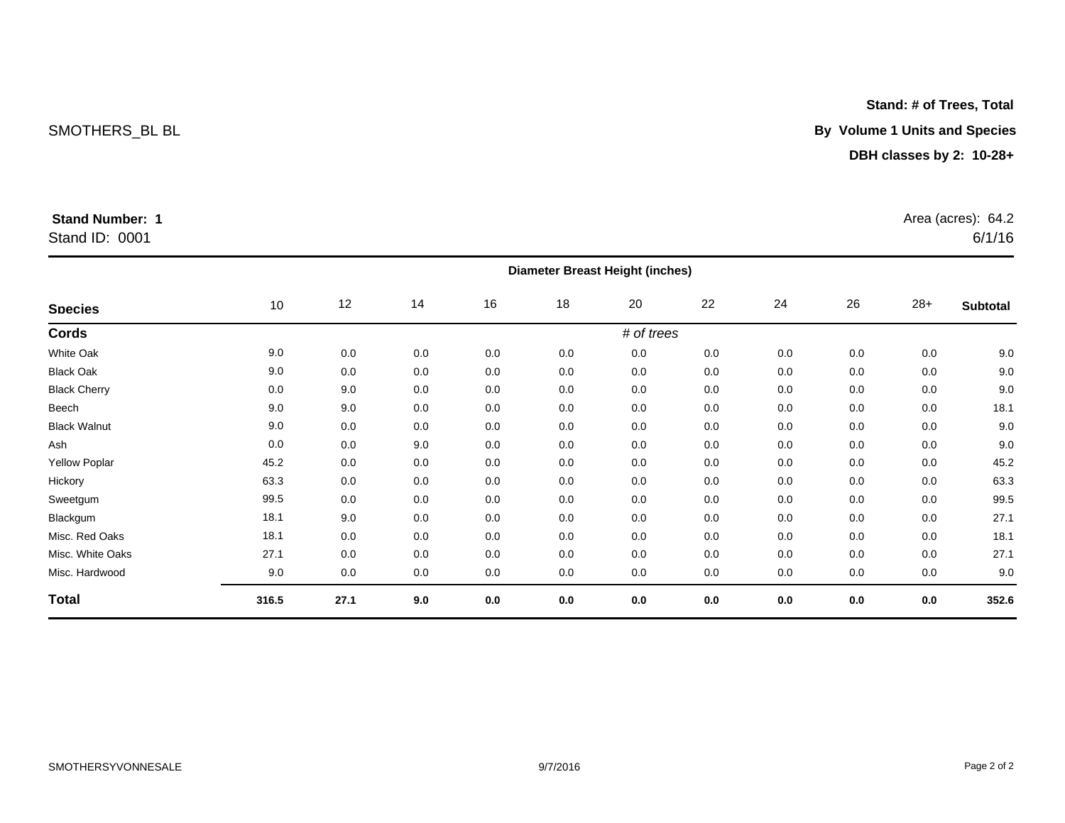SMOTHERS_BL BL

**Stand: # of Trees, Total**

**By Volume 1 Units and Species**

**DBH classes by 2: 10-28+**

**Stand Number: 1**
Stand ID: 0001

Area (acres): 64.2
6/1/16

| | Diameter Breast Height (inches) | | | | | | | | | | |
|---|---|---|---|---|---|---|---|---|---|---|---|
| **Species** | 10 | 12 | 14 | 16 | 18 | 20 | 22 | 24 | 26 | 28+ | **Subtotal** |
| **Cords** | | | | | | *# of trees* | | | | | |
| White Oak | 9.0 | 0.0 | 0.0 | 0.0 | 0.0 | 0.0 | 0.0 | 0.0 | 0.0 | 0.0 | 9.0 |
| Black Oak | 9.0 | 0.0 | 0.0 | 0.0 | 0.0 | 0.0 | 0.0 | 0.0 | 0.0 | 0.0 | 9.0 |
| Black Cherry | 0.0 | 9.0 | 0.0 | 0.0 | 0.0 | 0.0 | 0.0 | 0.0 | 0.0 | 0.0 | 9.0 |
| Beech | 9.0 | 9.0 | 0.0 | 0.0 | 0.0 | 0.0 | 0.0 | 0.0 | 0.0 | 0.0 | 18.1 |
| Black Walnut | 9.0 | 0.0 | 0.0 | 0.0 | 0.0 | 0.0 | 0.0 | 0.0 | 0.0 | 0.0 | 9.0 |
| Ash | 0.0 | 0.0 | 9.0 | 0.0 | 0.0 | 0.0 | 0.0 | 0.0 | 0.0 | 0.0 | 9.0 |
| Yellow Poplar | 45.2 | 0.0 | 0.0 | 0.0 | 0.0 | 0.0 | 0.0 | 0.0 | 0.0 | 0.0 | 45.2 |
| Hickory | 63.3 | 0.0 | 0.0 | 0.0 | 0.0 | 0.0 | 0.0 | 0.0 | 0.0 | 0.0 | 63.3 |
| Sweetgum | 99.5 | 0.0 | 0.0 | 0.0 | 0.0 | 0.0 | 0.0 | 0.0 | 0.0 | 0.0 | 99.5 |
| Blackgum | 18.1 | 9.0 | 0.0 | 0.0 | 0.0 | 0.0 | 0.0 | 0.0 | 0.0 | 0.0 | 27.1 |
| Misc. Red Oaks | 18.1 | 0.0 | 0.0 | 0.0 | 0.0 | 0.0 | 0.0 | 0.0 | 0.0 | 0.0 | 18.1 |
| Misc. White Oaks | 27.1 | 0.0 | 0.0 | 0.0 | 0.0 | 0.0 | 0.0 | 0.0 | 0.0 | 0.0 | 27.1 |
| Misc. Hardwood | 9.0 | 0.0 | 0.0 | 0.0 | 0.0 | 0.0 | 0.0 | 0.0 | 0.0 | 0.0 | 9.0 |
| **Total** | **316.5** | **27.1** | **9.0** | **0.0** | **0.0** | **0.0** | **0.0** | **0.0** | **0.0** | **0.0** | **352.6** |

SMOTHERSYVONNESALE 9/7/2016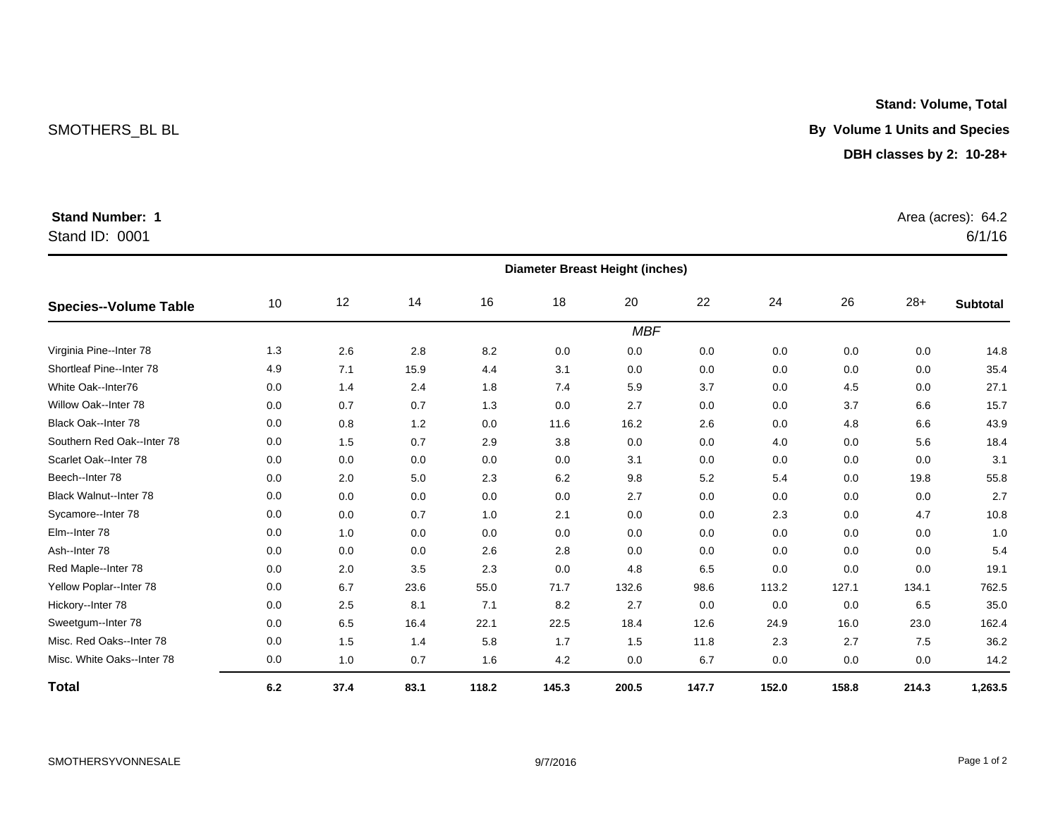**Stand: Volume, Total**

SMOTHERS_BL BL

**By Volume 1 Units and Species**

**DBH classes by 2: 10-28+**

**Stand Number: 1**

Stand ID: 0001

Area (acres): 64.2

6/1/16

| | Diameter Breast Height (inches) | | | | | | | | | | |
|---|---|---|---|---|---|---|---|---|---|---|---|
| **Species--Volume Table** | 10 | 12 | 14 | 16 | 18 | 20 | 22 | 24 | 26 | 28+ | **Subtotal** |
| | | | | | | *MBF* | | | | | |
| Virginia Pine--Inter 78 | 1.3 | 2.6 | 2.8 | 8.2 | 0.0 | 0.0 | 0.0 | 0.0 | 0.0 | 0.0 | 14.8 |
| Shortleaf Pine--Inter 78 | 4.9 | 7.1 | 15.9 | 4.4 | 3.1 | 0.0 | 0.0 | 0.0 | 0.0 | 0.0 | 35.4 |
| White Oak--Inter76 | 0.0 | 1.4 | 2.4 | 1.8 | 7.4 | 5.9 | 3.7 | 0.0 | 4.5 | 0.0 | 27.1 |
| Willow Oak--Inter 78 | 0.0 | 0.7 | 0.7 | 1.3 | 0.0 | 2.7 | 0.0 | 0.0 | 3.7 | 6.6 | 15.7 |
| Black Oak--Inter 78 | 0.0 | 0.8 | 1.2 | 0.0 | 11.6 | 16.2 | 2.6 | 0.0 | 4.8 | 6.6 | 43.9 |
| Southern Red Oak--Inter 78 | 0.0 | 1.5 | 0.7 | 2.9 | 3.8 | 0.0 | 0.0 | 4.0 | 0.0 | 5.6 | 18.4 |
| Scarlet Oak--Inter 78 | 0.0 | 0.0 | 0.0 | 0.0 | 0.0 | 3.1 | 0.0 | 0.0 | 0.0 | 0.0 | 3.1 |
| Beech--Inter 78 | 0.0 | 2.0 | 5.0 | 2.3 | 6.2 | 9.8 | 5.2 | 5.4 | 0.0 | 19.8 | 55.8 |
| Black Walnut--Inter 78 | 0.0 | 0.0 | 0.0 | 0.0 | 0.0 | 2.7 | 0.0 | 0.0 | 0.0 | 0.0 | 2.7 |
| Sycamore--Inter 78 | 0.0 | 0.0 | 0.7 | 1.0 | 2.1 | 0.0 | 0.0 | 2.3 | 0.0 | 4.7 | 10.8 |
| Elm--Inter 78 | 0.0 | 1.0 | 0.0 | 0.0 | 0.0 | 0.0 | 0.0 | 0.0 | 0.0 | 0.0 | 1.0 |
| Ash--Inter 78 | 0.0 | 0.0 | 0.0 | 2.6 | 2.8 | 0.0 | 0.0 | 0.0 | 0.0 | 0.0 | 5.4 |
| Red Maple--Inter 78 | 0.0 | 2.0 | 3.5 | 2.3 | 0.0 | 4.8 | 6.5 | 0.0 | 0.0 | 0.0 | 19.1 |
| Yellow Poplar--Inter 78 | 0.0 | 6.7 | 23.6 | 55.0 | 71.7 | 132.6 | 98.6 | 113.2 | 127.1 | 134.1 | 762.5 |
| Hickory--Inter 78 | 0.0 | 2.5 | 8.1 | 7.1 | 8.2 | 2.7 | 0.0 | 0.0 | 0.0 | 6.5 | 35.0 |
| Sweetgum--Inter 78 | 0.0 | 6.5 | 16.4 | 22.1 | 22.5 | 18.4 | 12.6 | 24.9 | 16.0 | 23.0 | 162.4 |
| Misc. Red Oaks--Inter 78 | 0.0 | 1.5 | 1.4 | 5.8 | 1.7 | 1.5 | 11.8 | 2.3 | 2.7 | 7.5 | 36.2 |
| Misc. White Oaks--Inter 78 | 0.0 | 1.0 | 0.7 | 1.6 | 4.2 | 0.0 | 6.7 | 0.0 | 0.0 | 0.0 | 14.2 |
| **Total** | **6.2** | **37.4** | **83.1** | **118.2** | **145.3** | **200.5** | **147.7** | **152.0** | **158.8** | **214.3** | **1,263.5** |

SMOTHERSYVONNESALE

9/7/2016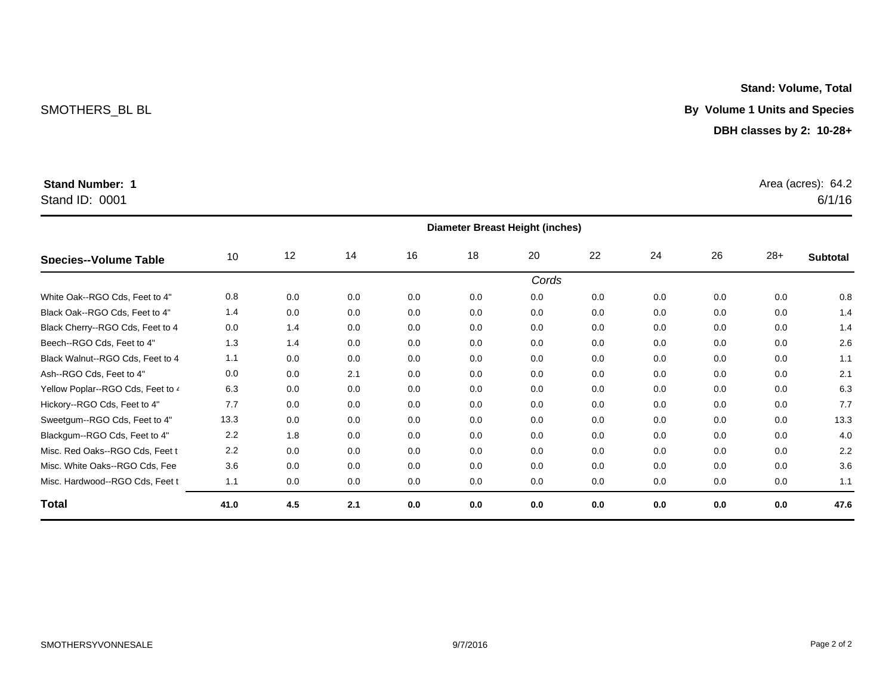SMOTHERS_BL BL

**Stand: Volume, Total**

**By Volume 1 Units and Species**

**DBH classes by 2: 10-28+**

**Stand Number: 1**
Stand ID: 0001

Area (acres): 64.2
6/1/16

| | Diameter Breast Height (inches) | | | | | | | | | | |
|---|---|---|---|---|---|---|---|---|---|---|---|
| **Species--Volume Table** | 10 | 12 | 14 | 16 | 18 | 20 | 22 | 24 | 26 | 28+ | **Subtotal** |
| | | | | | | *Cords* | | | | | |
| White Oak--RGO Cds, Feet to 4" | 0.8 | 0.0 | 0.0 | 0.0 | 0.0 | 0.0 | 0.0 | 0.0 | 0.0 | 0.0 | 0.8 |
| Black Oak--RGO Cds, Feet to 4" | 1.4 | 0.0 | 0.0 | 0.0 | 0.0 | 0.0 | 0.0 | 0.0 | 0.0 | 0.0 | 1.4 |
| Black Cherry--RGO Cds, Feet to 4 | 0.0 | 1.4 | 0.0 | 0.0 | 0.0 | 0.0 | 0.0 | 0.0 | 0.0 | 0.0 | 1.4 |
| Beech--RGO Cds, Feet to 4" | 1.3 | 1.4 | 0.0 | 0.0 | 0.0 | 0.0 | 0.0 | 0.0 | 0.0 | 0.0 | 2.6 |
| Black Walnut--RGO Cds, Feet to 4 | 1.1 | 0.0 | 0.0 | 0.0 | 0.0 | 0.0 | 0.0 | 0.0 | 0.0 | 0.0 | 1.1 |
| Ash--RGO Cds, Feet to 4" | 0.0 | 0.0 | 2.1 | 0.0 | 0.0 | 0.0 | 0.0 | 0.0 | 0.0 | 0.0 | 2.1 |
| Yellow Poplar--RGO Cds, Feet to 4 | 6.3 | 0.0 | 0.0 | 0.0 | 0.0 | 0.0 | 0.0 | 0.0 | 0.0 | 0.0 | 6.3 |
| Hickory--RGO Cds, Feet to 4" | 7.7 | 0.0 | 0.0 | 0.0 | 0.0 | 0.0 | 0.0 | 0.0 | 0.0 | 0.0 | 7.7 |
| Sweetgum--RGO Cds, Feet to 4" | 13.3 | 0.0 | 0.0 | 0.0 | 0.0 | 0.0 | 0.0 | 0.0 | 0.0 | 0.0 | 13.3 |
| Blackgum--RGO Cds, Feet to 4" | 2.2 | 1.8 | 0.0 | 0.0 | 0.0 | 0.0 | 0.0 | 0.0 | 0.0 | 0.0 | 4.0 |
| Misc. Red Oaks--RGO Cds, Feet t | 2.2 | 0.0 | 0.0 | 0.0 | 0.0 | 0.0 | 0.0 | 0.0 | 0.0 | 0.0 | 2.2 |
| Misc. White Oaks--RGO Cds, Fee | 3.6 | 0.0 | 0.0 | 0.0 | 0.0 | 0.0 | 0.0 | 0.0 | 0.0 | 0.0 | 3.6 |
| Misc. Hardwood--RGO Cds, Feet t | 1.1 | 0.0 | 0.0 | 0.0 | 0.0 | 0.0 | 0.0 | 0.0 | 0.0 | 0.0 | 1.1 |
| **Total** | **41.0** | **4.5** | **2.1** | **0.0** | **0.0** | **0.0** | **0.0** | **0.0** | **0.0** | **0.0** | **47.6** |

SMOTHERSYVONNESALE 9/7/2016